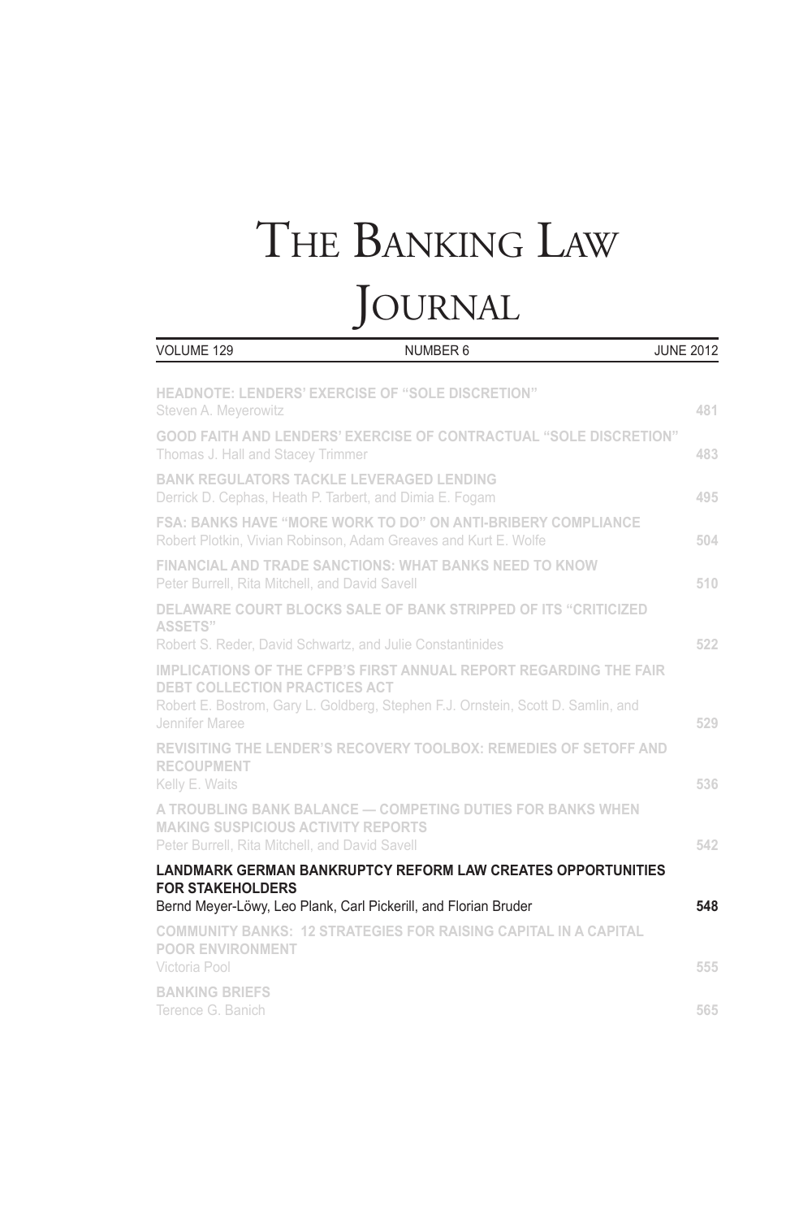# The Banking Law Journal

| VOLUME 129 | NUMBER 6 | JUNE 2012 |
|---|---|---|

**HEADNOTE: LENDERS' EXERCISE OF "SOLE DISCRETION"**
Steven A. Meyerowitz — 481

**GOOD FAITH AND LENDERS' EXERCISE OF CONTRACTUAL "SOLE DISCRETION"**
Thomas J. Hall and Stacey Trimmer — 483

**BANK REGULATORS TACKLE LEVERAGED LENDING**
Derrick D. Cephas, Heath P. Tarbert, and Dimia E. Fogam — 495

**FSA: BANKS HAVE "MORE WORK TO DO" ON ANTI-BRIBERY COMPLIANCE**
Robert Plotkin, Vivian Robinson, Adam Greaves and Kurt E. Wolfe — 504

**FINANCIAL AND TRADE SANCTIONS: WHAT BANKS NEED TO KNOW**
Peter Burrell, Rita Mitchell, and David Savell — 510

**DELAWARE COURT BLOCKS SALE OF BANK STRIPPED OF ITS "CRITICIZED ASSETS"**
Robert S. Reder, David Schwartz, and Julie Constantinides — 522

**IMPLICATIONS OF THE CFPB'S FIRST ANNUAL REPORT REGARDING THE FAIR DEBT COLLECTION PRACTICES ACT**
Robert E. Bostrom, Gary L. Goldberg, Stephen F.J. Ornstein, Scott D. Samlin, and Jennifer Maree — 529

**REVISITING THE LENDER'S RECOVERY TOOLBOX: REMEDIES OF SETOFF AND RECOUPMENT**
Kelly E. Waits — 536

**A TROUBLING BANK BALANCE — COMPETING DUTIES FOR BANKS WHEN MAKING SUSPICIOUS ACTIVITY REPORTS**
Peter Burrell, Rita Mitchell, and David Savell — 542

**LANDMARK GERMAN BANKRUPTCY REFORM LAW CREATES OPPORTUNITIES FOR STAKEHOLDERS**
Bernd Meyer-Löwy, Leo Plank, Carl Pickerill, and Florian Bruder — 548

**COMMUNITY BANKS: 12 STRATEGIES FOR RAISING CAPITAL IN A CAPITAL POOR ENVIRONMENT**
Victoria Pool — 555

**BANKING BRIEFS**
Terence G. Banich — 565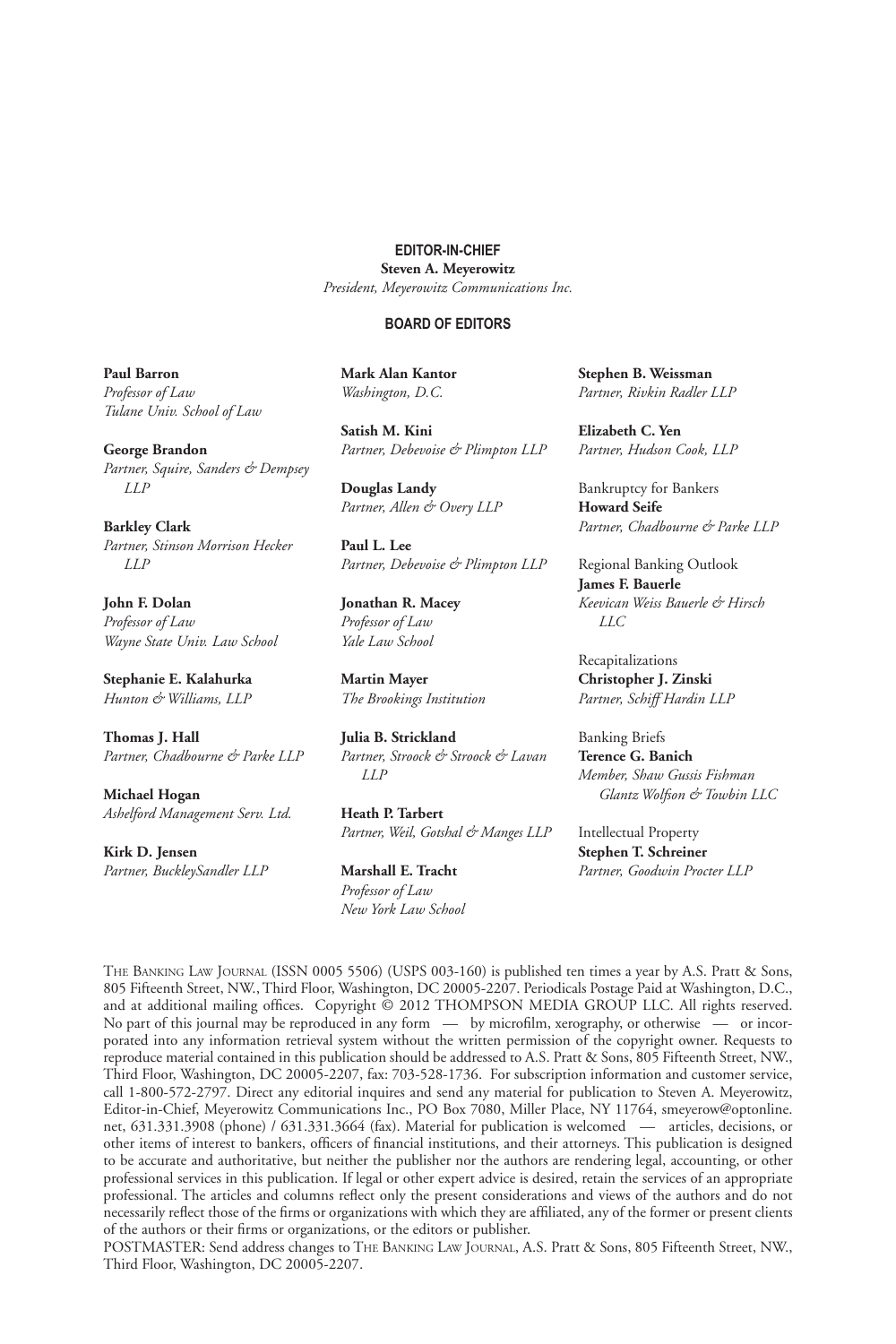**EDITOR-IN-CHIEF**

**Steven A. Meyerowitz**
*President, Meyerowitz Communications Inc.*

**BOARD OF EDITORS**

**Paul Barron**
*Professor of Law*
*Tulane Univ. School of Law*

**George Brandon**
*Partner, Squire, Sanders & Dempsey LLP*

**Barkley Clark**
*Partner, Stinson Morrison Hecker LLP*

**John F. Dolan**
*Professor of Law*
*Wayne State Univ. Law School*

**Stephanie E. Kalahurka**
*Hunton & Williams, LLP*

**Thomas J. Hall**
*Partner, Chadbourne & Parke LLP*

**Michael Hogan**
*Ashelford Management Serv. Ltd.*

**Kirk D. Jensen**
*Partner, BuckleySandler LLP*

**Mark Alan Kantor**
*Washington, D.C.*

**Satish M. Kini**
*Partner, Debevoise & Plimpton LLP*

**Douglas Landy**
*Partner, Allen & Overy LLP*

**Paul L. Lee**
*Partner, Debevoise & Plimpton LLP*

**Jonathan R. Macey**
*Professor of Law*
*Yale Law School*

**Martin Mayer**
*The Brookings Institution*

**Julia B. Strickland**
*Partner, Stroock & Stroock & Lavan LLP*

**Heath P. Tarbert**
*Partner, Weil, Gotshal & Manges LLP*

**Marshall E. Tracht**
*Professor of Law*
*New York Law School*

**Stephen B. Weissman**
*Partner, Rivkin Radler LLP*

**Elizabeth C. Yen**
*Partner, Hudson Cook, LLP*

Bankruptcy for Bankers
**Howard Seife**
*Partner, Chadbourne & Parke LLP*

Regional Banking Outlook
**James F. Bauerle**
*Keevican Weiss Bauerle & Hirsch LLC*

Recapitalizations
**Christopher J. Zinski**
*Partner, Schiff Hardin LLP*

Banking Briefs
**Terence G. Banich**
*Member, Shaw Gussis Fishman Glantz Wolfson & Towbin LLC*

Intellectual Property
**Stephen T. Schreiner**
*Partner, Goodwin Procter LLP*

The Banking Law Journal (ISSN 0005 5506) (USPS 003-160) is published ten times a year by A.S. Pratt & Sons, 805 Fifteenth Street, NW., Third Floor, Washington, DC 20005-2207. Periodicals Postage Paid at Washington, D.C., and at additional mailing offices. Copyright © 2012 THOMPSON MEDIA GROUP LLC. All rights reserved. No part of this journal may be reproduced in any form — by microfilm, xerography, or otherwise — or incorporated into any information retrieval system without the written permission of the copyright owner. Requests to reproduce material contained in this publication should be addressed to A.S. Pratt & Sons, 805 Fifteenth Street, NW., Third Floor, Washington, DC 20005-2207, fax: 703-528-1736. For subscription information and customer service, call 1-800-572-2797. Direct any editorial inquires and send any material for publication to Steven A. Meyerowitz, Editor-in-Chief, Meyerowitz Communications Inc., PO Box 7080, Miller Place, NY 11764, smeyerow@optonline.net, 631.331.3908 (phone) / 631.331.3664 (fax). Material for publication is welcomed — articles, decisions, or other items of interest to bankers, officers of financial institutions, and their attorneys. This publication is designed to be accurate and authoritative, but neither the publisher nor the authors are rendering legal, accounting, or other professional services in this publication. If legal or other expert advice is desired, retain the services of an appropriate professional. The articles and columns reflect only the present considerations and views of the authors and do not necessarily reflect those of the firms or organizations with which they are affiliated, any of the former or present clients of the authors or their firms or organizations, or the editors or publisher.

POSTMASTER: Send address changes to The Banking Law Journal, A.S. Pratt & Sons, 805 Fifteenth Street, NW., Third Floor, Washington, DC 20005-2207.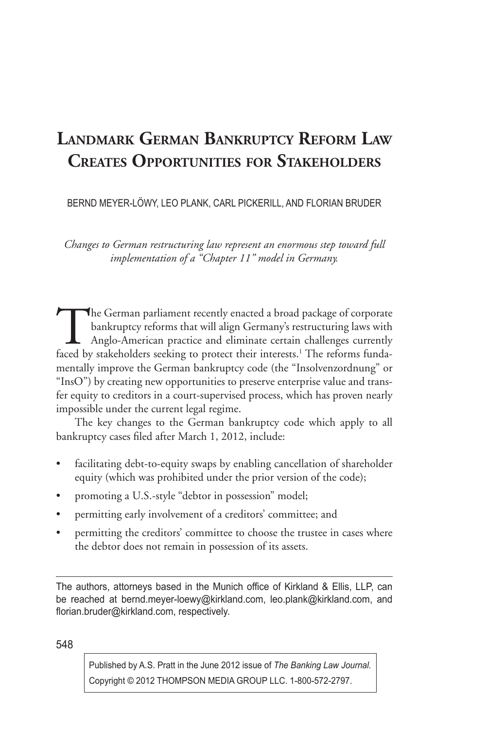# Landmark German Bankruptcy Reform Law Creates Opportunities for Stakeholders

BERND MEYER-LÖWY, LEO PLANK, CARL PICKERILL, AND FLORIAN BRUDER

*Changes to German restructuring law represent an enormous step toward full implementation of a "Chapter 11" model in Germany.*

The German parliament recently enacted a broad package of corporate bankruptcy reforms that will align Germany's restructuring laws with Anglo-American practice and eliminate certain challenges currently faced by stakeholders seeking to protect their interests.[1] The reforms fundamentally improve the German bankruptcy code (the "Insolvenzordnung" or "InsO") by creating new opportunities to preserve enterprise value and transfer equity to creditors in a court-supervised process, which has proven nearly impossible under the current legal regime.

The key changes to the German bankruptcy code which apply to all bankruptcy cases filed after March 1, 2012, include:

- facilitating debt-to-equity swaps by enabling cancellation of shareholder equity (which was prohibited under the prior version of the code);
- promoting a U.S.-style "debtor in possession" model;
- permitting early involvement of a creditors' committee; and
- permitting the creditors' committee to choose the trustee in cases where the debtor does not remain in possession of its assets.

---

The authors, attorneys based in the Munich office of Kirkland & Ellis, LLP, can be reached at bernd.meyer-loewy@kirkland.com, leo.plank@kirkland.com, and florian.bruder@kirkland.com, respectively.

Published by A.S. Pratt in the June 2012 issue of *The Banking Law Journal*.
Copyright © 2012 THOMPSON MEDIA GROUP LLC. 1-800-572-2797.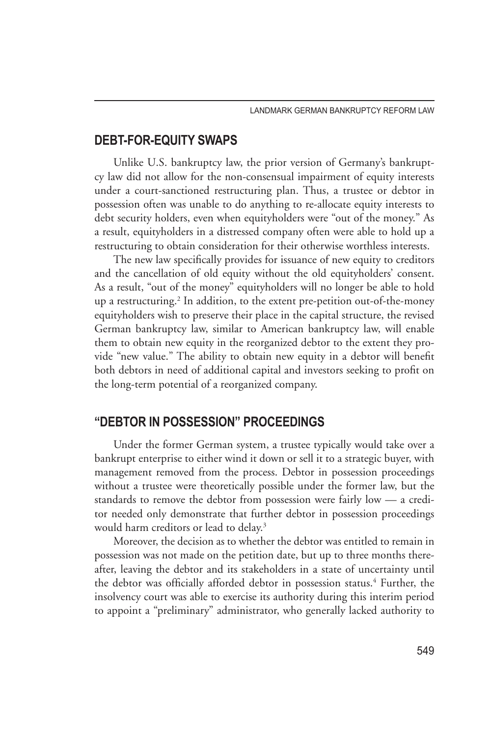## DEBT-FOR-EQUITY SWAPS

Unlike U.S. bankruptcy law, the prior version of Germany's bankruptcy law did not allow for the non-consensual impairment of equity interests under a court-sanctioned restructuring plan. Thus, a trustee or debtor in possession often was unable to do anything to re-allocate equity interests to debt security holders, even when equityholders were "out of the money." As a result, equityholders in a distressed company often were able to hold up a restructuring to obtain consideration for their otherwise worthless interests.

The new law specifically provides for issuance of new equity to creditors and the cancellation of old equity without the old equityholders' consent. As a result, "out of the money" equityholders will no longer be able to hold up a restructuring.[2] In addition, to the extent pre-petition out-of-the-money equityholders wish to preserve their place in the capital structure, the revised German bankruptcy law, similar to American bankruptcy law, will enable them to obtain new equity in the reorganized debtor to the extent they provide "new value." The ability to obtain new equity in a debtor will benefit both debtors in need of additional capital and investors seeking to profit on the long-term potential of a reorganized company.

## "DEBTOR IN POSSESSION" PROCEEDINGS

Under the former German system, a trustee typically would take over a bankrupt enterprise to either wind it down or sell it to a strategic buyer, with management removed from the process. Debtor in possession proceedings without a trustee were theoretically possible under the former law, but the standards to remove the debtor from possession were fairly low — a creditor needed only demonstrate that further debtor in possession proceedings would harm creditors or lead to delay.[3]

Moreover, the decision as to whether the debtor was entitled to remain in possession was not made on the petition date, but up to three months thereafter, leaving the debtor and its stakeholders in a state of uncertainty until the debtor was officially afforded debtor in possession status.[4] Further, the insolvency court was able to exercise its authority during this interim period to appoint a "preliminary" administrator, who generally lacked authority to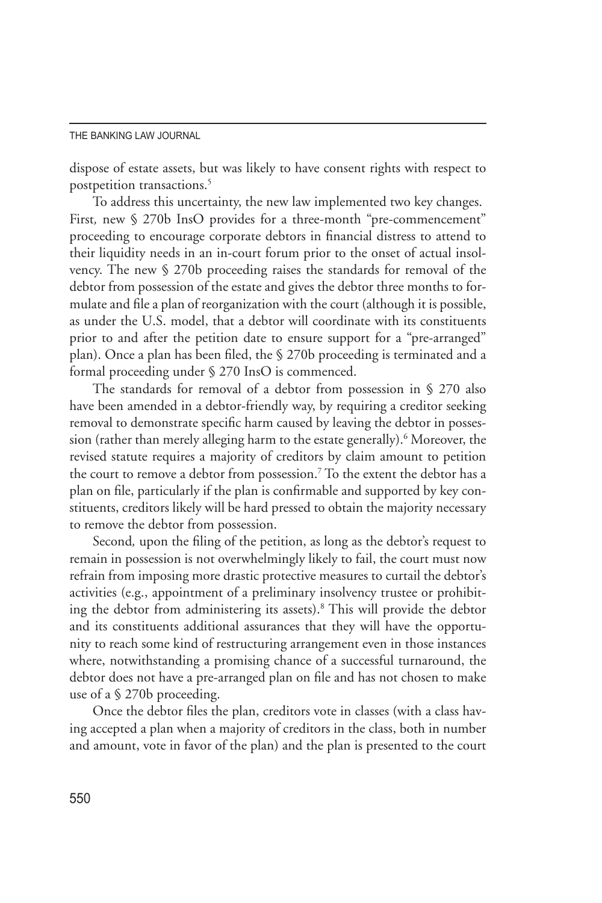dispose of estate assets, but was likely to have consent rights with respect to postpetition transactions.[5]

To address this uncertainty, the new law implemented two key changes. First, new § 270b InsO provides for a three-month "pre-commencement" proceeding to encourage corporate debtors in financial distress to attend to their liquidity needs in an in-court forum prior to the onset of actual insolvency. The new § 270b proceeding raises the standards for removal of the debtor from possession of the estate and gives the debtor three months to formulate and file a plan of reorganization with the court (although it is possible, as under the U.S. model, that a debtor will coordinate with its constituents prior to and after the petition date to ensure support for a "pre-arranged" plan). Once a plan has been filed, the § 270b proceeding is terminated and a formal proceeding under § 270 InsO is commenced.

The standards for removal of a debtor from possession in § 270 also have been amended in a debtor-friendly way, by requiring a creditor seeking removal to demonstrate specific harm caused by leaving the debtor in possession (rather than merely alleging harm to the estate generally).[6] Moreover, the revised statute requires a majority of creditors by claim amount to petition the court to remove a debtor from possession.[7] To the extent the debtor has a plan on file, particularly if the plan is confirmable and supported by key constituents, creditors likely will be hard pressed to obtain the majority necessary to remove the debtor from possession.

Second, upon the filing of the petition, as long as the debtor's request to remain in possession is not overwhelmingly likely to fail, the court must now refrain from imposing more drastic protective measures to curtail the debtor's activities (e.g., appointment of a preliminary insolvency trustee or prohibiting the debtor from administering its assets).[8] This will provide the debtor and its constituents additional assurances that they will have the opportunity to reach some kind of restructuring arrangement even in those instances where, notwithstanding a promising chance of a successful turnaround, the debtor does not have a pre-arranged plan on file and has not chosen to make use of a § 270b proceeding.

Once the debtor files the plan, creditors vote in classes (with a class having accepted a plan when a majority of creditors in the class, both in number and amount, vote in favor of the plan) and the plan is presented to the court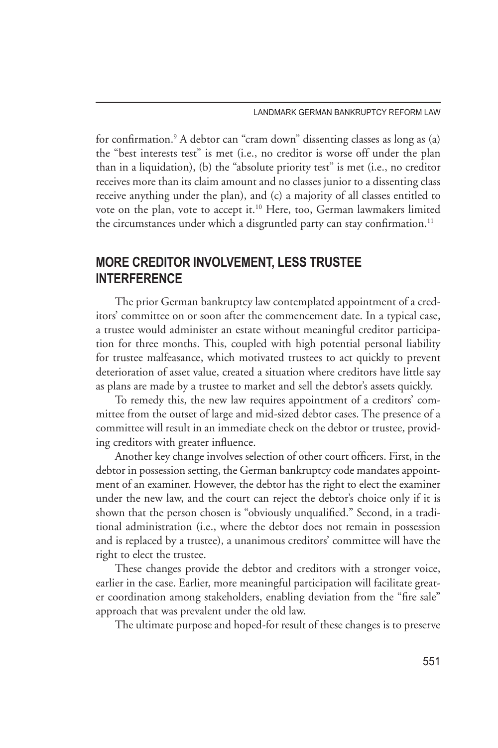for confirmation.[9] A debtor can "cram down" dissenting classes as long as (a) the "best interests test" is met (i.e., no creditor is worse off under the plan than in a liquidation), (b) the "absolute priority test" is met (i.e., no creditor receives more than its claim amount and no classes junior to a dissenting class receive anything under the plan), and (c) a majority of all classes entitled to vote on the plan, vote to accept it.[10] Here, too, German lawmakers limited the circumstances under which a disgruntled party can stay confirmation.[11]

## MORE CREDITOR INVOLVEMENT, LESS TRUSTEE INTERFERENCE

The prior German bankruptcy law contemplated appointment of a creditors' committee on or soon after the commencement date. In a typical case, a trustee would administer an estate without meaningful creditor participation for three months. This, coupled with high potential personal liability for trustee malfeasance, which motivated trustees to act quickly to prevent deterioration of asset value, created a situation where creditors have little say as plans are made by a trustee to market and sell the debtor's assets quickly.

To remedy this, the new law requires appointment of a creditors' committee from the outset of large and mid-sized debtor cases. The presence of a committee will result in an immediate check on the debtor or trustee, providing creditors with greater influence.

Another key change involves selection of other court officers. First, in the debtor in possession setting, the German bankruptcy code mandates appointment of an examiner. However, the debtor has the right to elect the examiner under the new law, and the court can reject the debtor's choice only if it is shown that the person chosen is "obviously unqualified." Second, in a traditional administration (i.e., where the debtor does not remain in possession and is replaced by a trustee), a unanimous creditors' committee will have the right to elect the trustee.

These changes provide the debtor and creditors with a stronger voice, earlier in the case. Earlier, more meaningful participation will facilitate greater coordination among stakeholders, enabling deviation from the "fire sale" approach that was prevalent under the old law.

The ultimate purpose and hoped-for result of these changes is to preserve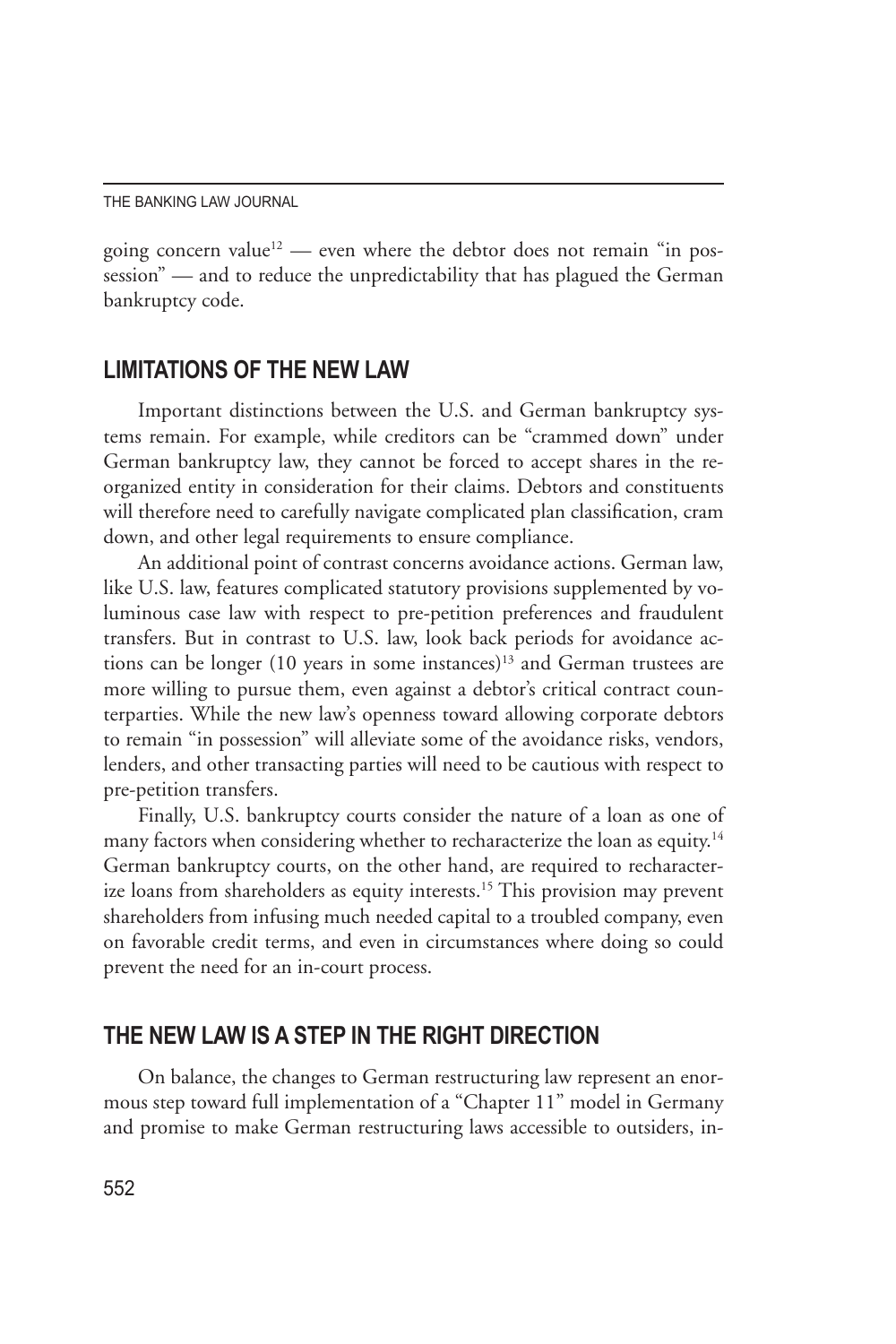going concern value[12] — even where the debtor does not remain "in possession" — and to reduce the unpredictability that has plagued the German bankruptcy code.

## LIMITATIONS OF THE NEW LAW

Important distinctions between the U.S. and German bankruptcy systems remain. For example, while creditors can be "crammed down" under German bankruptcy law, they cannot be forced to accept shares in the reorganized entity in consideration for their claims. Debtors and constituents will therefore need to carefully navigate complicated plan classification, cram down, and other legal requirements to ensure compliance.

An additional point of contrast concerns avoidance actions. German law, like U.S. law, features complicated statutory provisions supplemented by voluminous case law with respect to pre-petition preferences and fraudulent transfers. But in contrast to U.S. law, look back periods for avoidance actions can be longer (10 years in some instances)[13] and German trustees are more willing to pursue them, even against a debtor's critical contract counterparties. While the new law's openness toward allowing corporate debtors to remain "in possession" will alleviate some of the avoidance risks, vendors, lenders, and other transacting parties will need to be cautious with respect to pre-petition transfers.

Finally, U.S. bankruptcy courts consider the nature of a loan as one of many factors when considering whether to recharacterize the loan as equity.[14] German bankruptcy courts, on the other hand, are required to recharacterize loans from shareholders as equity interests.[15] This provision may prevent shareholders from infusing much needed capital to a troubled company, even on favorable credit terms, and even in circumstances where doing so could prevent the need for an in-court process.

## THE NEW LAW IS A STEP IN THE RIGHT DIRECTION

On balance, the changes to German restructuring law represent an enormous step toward full implementation of a "Chapter 11" model in Germany and promise to make German restructuring laws accessible to outsiders, in-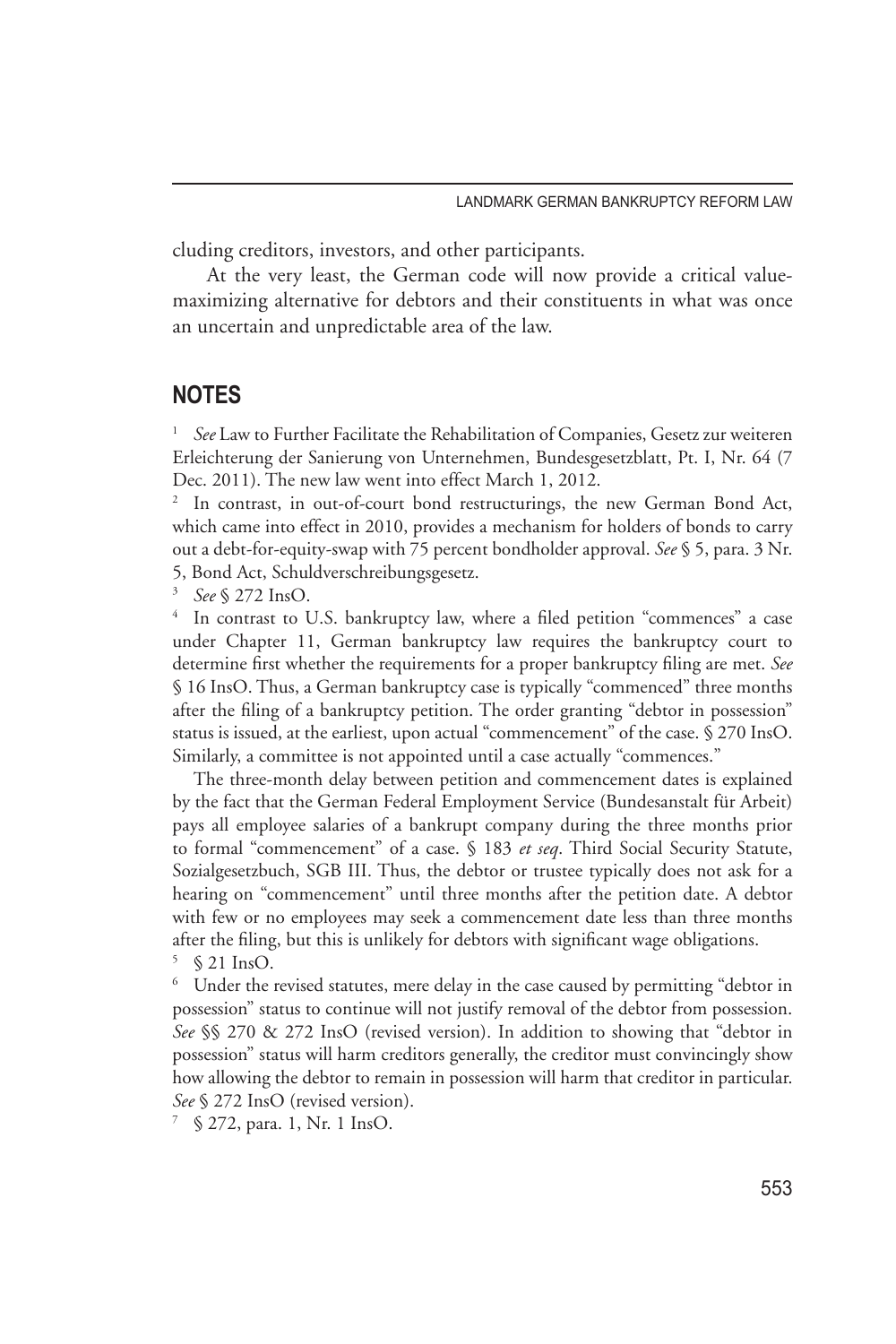cluding creditors, investors, and other participants.

At the very least, the German code will now provide a critical value-maximizing alternative for debtors and their constituents in what was once an uncertain and unpredictable area of the law.

## NOTES

[1] *See* Law to Further Facilitate the Rehabilitation of Companies, Gesetz zur weiteren Erleichterung der Sanierung von Unternehmen, Bundesgesetzblatt, Pt. I, Nr. 64 (7 Dec. 2011). The new law went into effect March 1, 2012.

[2] In contrast, in out-of-court bond restructurings, the new German Bond Act, which came into effect in 2010, provides a mechanism for holders of bonds to carry out a debt-for-equity-swap with 75 percent bondholder approval. *See* § 5, para. 3 Nr. 5, Bond Act, Schuldverschreibungsgesetz.

[3] *See* § 272 InsO.

[4] In contrast to U.S. bankruptcy law, where a filed petition "commences" a case under Chapter 11, German bankruptcy law requires the bankruptcy court to determine first whether the requirements for a proper bankruptcy filing are met. *See* § 16 InsO. Thus, a German bankruptcy case is typically "commenced" three months after the filing of a bankruptcy petition. The order granting "debtor in possession" status is issued, at the earliest, upon actual "commencement" of the case. § 270 InsO. Similarly, a committee is not appointed until a case actually "commences."

The three-month delay between petition and commencement dates is explained by the fact that the German Federal Employment Service (Bundesanstalt für Arbeit) pays all employee salaries of a bankrupt company during the three months prior to formal "commencement" of a case. § 183 *et seq*. Third Social Security Statute, Sozialgesetzbuch, SGB III. Thus, the debtor or trustee typically does not ask for a hearing on "commencement" until three months after the petition date. A debtor with few or no employees may seek a commencement date less than three months after the filing, but this is unlikely for debtors with significant wage obligations.

[5] § 21 InsO.

[6] Under the revised statutes, mere delay in the case caused by permitting "debtor in possession" status to continue will not justify removal of the debtor from possession. *See* §§ 270 & 272 InsO (revised version). In addition to showing that "debtor in possession" status will harm creditors generally, the creditor must convincingly show how allowing the debtor to remain in possession will harm that creditor in particular. *See* § 272 InsO (revised version).

[7] § 272, para. 1, Nr. 1 InsO.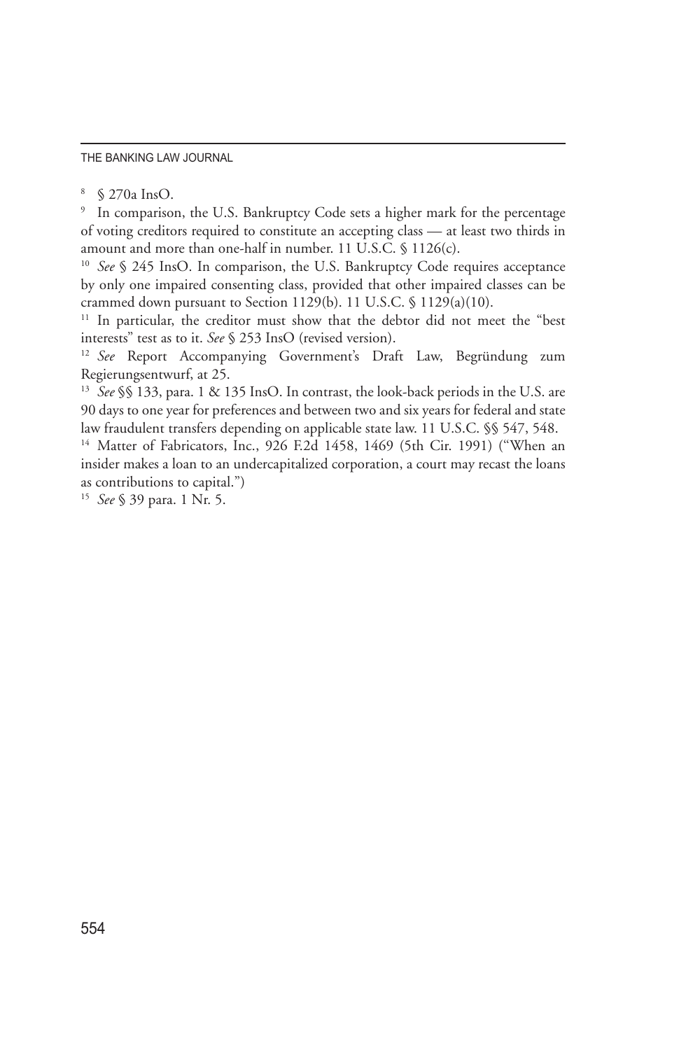[8] § 270a InsO.

[9] In comparison, the U.S. Bankruptcy Code sets a higher mark for the percentage of voting creditors required to constitute an accepting class — at least two thirds in amount and more than one-half in number. 11 U.S.C. § 1126(c).

[10] *See* § 245 InsO. In comparison, the U.S. Bankruptcy Code requires acceptance by only one impaired consenting class, provided that other impaired classes can be crammed down pursuant to Section 1129(b). 11 U.S.C. § 1129(a)(10).

[11] In particular, the creditor must show that the debtor did not meet the "best interests" test as to it. *See* § 253 InsO (revised version).

[12] *See* Report Accompanying Government's Draft Law, Begründung zum Regierungsentwurf, at 25.

[13] *See* §§ 133, para. 1 & 135 InsO. In contrast, the look-back periods in the U.S. are 90 days to one year for preferences and between two and six years for federal and state law fraudulent transfers depending on applicable state law. 11 U.S.C. §§ 547, 548.

[14] Matter of Fabricators, Inc., 926 F.2d 1458, 1469 (5th Cir. 1991) ("When an insider makes a loan to an undercapitalized corporation, a court may recast the loans as contributions to capital.")

[15] *See* § 39 para. 1 Nr. 5.